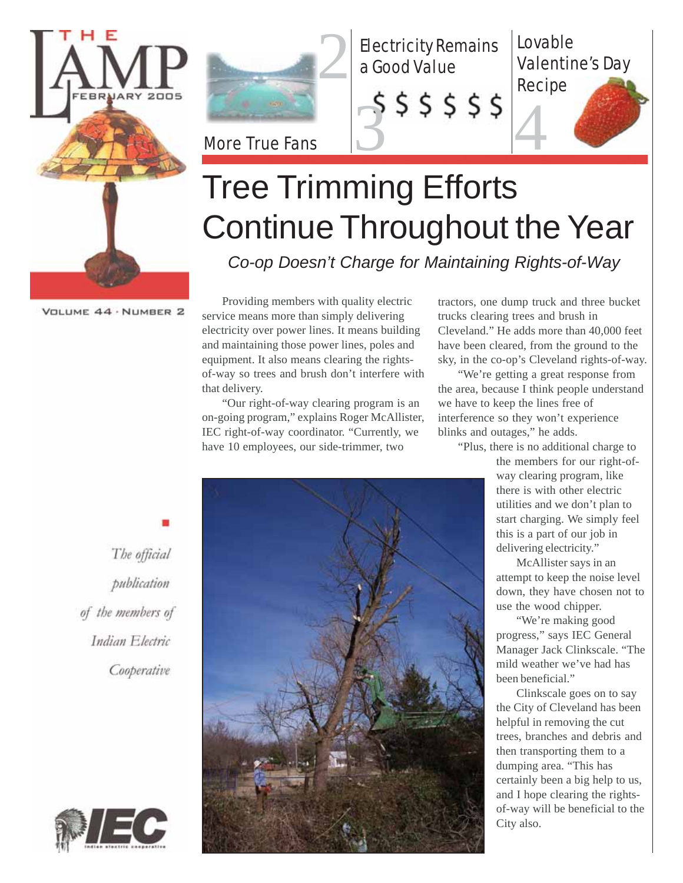# THE LAMP

FEBRUARY 2005

VOLUME 44 · NUMBER 2

2 More True Fans

3 Electricity Remains a Good Value

$ $ $ $ $ $

4 Lovable Valentine's Day Recipe

# Tree Trimming Efforts Continue Throughout the Year

*Co-op Doesn't Charge for Maintaining Rights-of-Way*

Providing members with quality electric service means more than simply delivering electricity over power lines. It means building and maintaining those power lines, poles and equipment. It also means clearing the rights-of-way so trees and brush don't interfere with that delivery.

"Our right-of-way clearing program is an on-going program," explains Roger McAllister, IEC right-of-way coordinator. "Currently, we have 10 employees, our side-trimmer, two tractors, one dump truck and three bucket trucks clearing trees and brush in Cleveland." He adds more than 40,000 feet have been cleared, from the ground to the sky, in the co-op's Cleveland rights-of-way.

"We're getting a great response from the area, because I think people understand we have to keep the lines free of interference so they won't experience blinks and outages," he adds.

"Plus, there is no additional charge to the members for our right-of-way clearing program, like there is with other electric utilities and we don't plan to start charging. We simply feel this is a part of our job in delivering electricity."

McAllister says in an attempt to keep the noise level down, they have chosen not to use the wood chipper.

"We're making good progress," says IEC General Manager Jack Clinkscale. "The mild weather we've had has been beneficial."

Clinkscale goes on to say the City of Cleveland has been helpful in removing the cut trees, branches and debris and then transporting them to a dumping area. "This has certainly been a big help to us, and I hope clearing the rights-of-way will be beneficial to the City also.

*The official publication of the members of Indian Electric Cooperative*

IEC
indian electric cooperative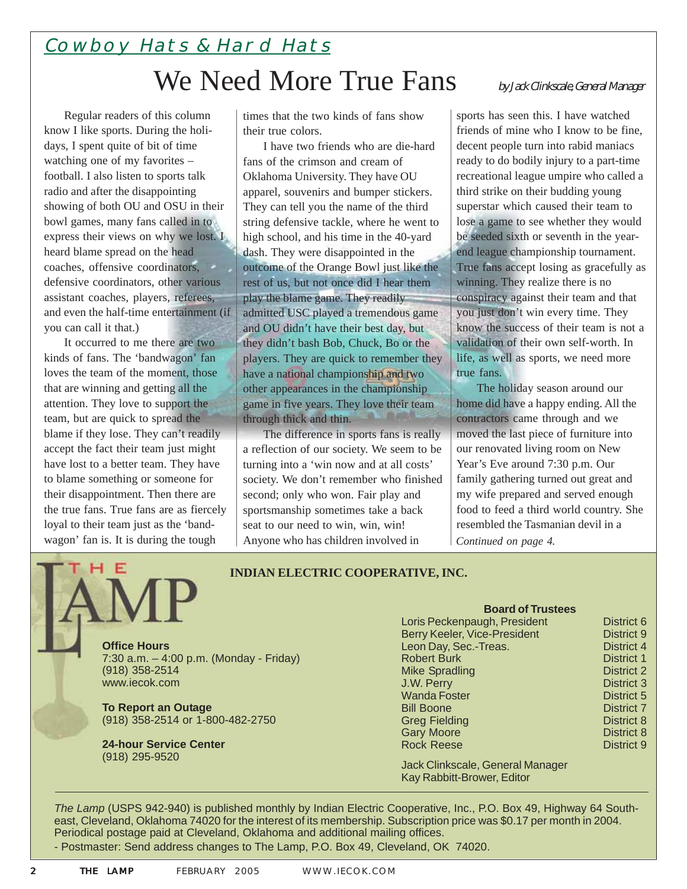## Cowboy Hats & Hard Hats

# We Need More True Fans

*by Jack Clinkscale, General Manager*

Regular readers of this column know I like sports. During the holidays, I spent quite of bit of time watching one of my favorites – football. I also listen to sports talk radio and after the disappointing showing of both OU and OSU in their bowl games, many fans called in to express their views on why we lost. I heard blame spread on the head coaches, offensive coordinators, defensive coordinators, other various assistant coaches, players, referees, and even the half-time entertainment (if you can call it that.)

It occurred to me there are two kinds of fans. The 'bandwagon' fan loves the team of the moment, those that are winning and getting all the attention. They love to support the team, but are quick to spread the blame if they lose. They can't readily accept the fact their team just might have lost to a better team. They have to blame something or someone for their disappointment. Then there are the true fans. True fans are as fiercely loyal to their team just as the 'bandwagon' fan is. It is during the tough times that the two kinds of fans show their true colors.

I have two friends who are die-hard fans of the crimson and cream of Oklahoma University. They have OU apparel, souvenirs and bumper stickers. They can tell you the name of the third string defensive tackle, where he went to high school, and his time in the 40-yard dash. They were disappointed in the outcome of the Orange Bowl just like the rest of us, but not once did I hear them play the blame game. They readily admitted USC played a tremendous game and OU didn't have their best day, but they didn't bash Bob, Chuck, Bo or the players. They are quick to remember they have a national championship and two other appearances in the championship game in five years. They love their team through thick and thin.

The difference in sports fans is really a reflection of our society. We seem to be turning into a 'win now and at all costs' society. We don't remember who finished second; only who won. Fair play and sportsmanship sometimes take a back seat to our need to win, win, win! Anyone who has children involved in sports has seen this. I have watched friends of mine who I know to be fine, decent people turn into rabid maniacs ready to do bodily injury to a part-time recreational league umpire who called a third strike on their budding young superstar which caused their team to lose a game to see whether they would be seeded sixth or seventh in the year-end league championship tournament. True fans accept losing as gracefully as winning. They realize there is no conspiracy against their team and that you just don't win every time. They know the success of their team is not a validation of their own self-worth. In life, as well as sports, we need more true fans.

The holiday season around our home did have a happy ending. All the contractors came through and we moved the last piece of furniture into our renovated living room on New Year's Eve around 7:30 p.m. Our family gathering turned out great and my wife prepared and served enough food to feed a third world country. She resembled the Tasmanian devil in a

*Continued on page 4.*

---

## THE LAMP

**INDIAN ELECTRIC COOPERATIVE, INC.**

**Office Hours**
7:30 a.m. – 4:00 p.m. (Monday - Friday)
(918) 358-2514
www.iecok.com

**To Report an Outage**
(918) 358-2514 or 1-800-482-2750

**24-hour Service Center**
(918) 295-9520

**Board of Trustees**

| | |
|---|---|
| Loris Peckenpaugh, President | District 6 |
| Berry Keeler, Vice-President | District 9 |
| Leon Day, Sec.-Treas. | District 4 |
| Robert Burk | District 1 |
| Mike Spradling | District 2 |
| J.W. Perry | District 3 |
| Wanda Foster | District 5 |
| Bill Boone | District 7 |
| Greg Fielding | District 8 |
| Gary Moore | District 8 |
| Rock Reese | District 9 |

Jack Clinkscale, General Manager
Kay Rabbitt-Brower, Editor

*The Lamp* (USPS 942-940) is published monthly by Indian Electric Cooperative, Inc., P.O. Box 49, Highway 64 Southeast, Cleveland, Oklahoma 74020 for the interest of its membership. Subscription price was $0.17 per month in 2004. Periodical postage paid at Cleveland, Oklahoma and additional mailing offices.
- Postmaster: Send address changes to The Lamp, P.O. Box 49, Cleveland, OK 74020.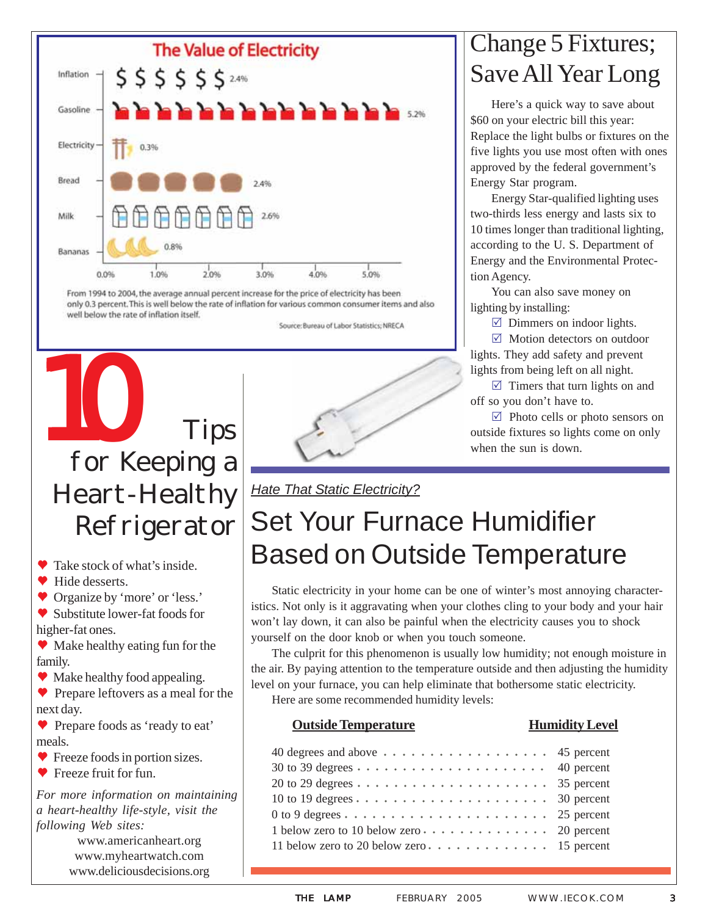## The Value of Electricity

Inflation 2.4%

Gasoline 5.2%

Electricity 0.3%

Bread 2.4%

Milk 2.6%

Bananas 0.8%

0.0% 1.0% 2.0% 3.0% 4.0% 5.0%

From 1994 to 2004, the average annual percent increase for the price of electricity has been only 0.3 percent. This is well below the rate of inflation for various common consumer items and also well below the rate of inflation itself.

Source: Bureau of Labor Statistics; NRECA

# Change 5 Fixtures; Save All Year Long

Here's a quick way to save about $60 on your electric bill this year: Replace the light bulbs or fixtures on the five lights you use most often with ones approved by the federal government's Energy Star program.

Energy Star-qualified lighting uses two-thirds less energy and lasts six to 10 times longer than traditional lighting, according to the U. S. Department of Energy and the Environmental Protection Agency.

You can also save money on lighting by installing:

- ☑ Dimmers on indoor lights.
- ☑ Motion detectors on outdoor lights. They add safety and prevent lights from being left on all night.
- ☑ Timers that turn lights on and off so you don't have to.
- ☑ Photo cells or photo sensors on outside fixtures so lights come on only when the sun is down.

# 10 Tips for Keeping a Heart-Healthy Refrigerator

- Take stock of what's inside.
- Hide desserts.
- Organize by 'more' or 'less.'
- Substitute lower-fat foods for higher-fat ones.
- Make healthy eating fun for the family.
- Make healthy food appealing.
- Prepare leftovers as a meal for the next day.
- Prepare foods as 'ready to eat' meals.
- Freeze foods in portion sizes.
- Freeze fruit for fun.

*For more information on maintaining a heart-healthy life-style, visit the following Web sites:*

www.americanheart.org
www.myheartwatch.com
www.deliciousdecisions.org

*Hate That Static Electricity?*

# Set Your Furnace Humidifier Based on Outside Temperature

Static electricity in your home can be one of winter's most annoying characteristics. Not only is it aggravating when your clothes cling to your body and your hair won't lay down, it can also be painful when the electricity causes you to shock yourself on the door knob or when you touch someone.

The culprit for this phenomenon is usually low humidity; not enough moisture in the air. By paying attention to the temperature outside and then adjusting the humidity level on your furnace, you can help eliminate that bothersome static electricity.

Here are some recommended humidity levels:

| Outside Temperature | Humidity Level |
|---|---|
| 40 degrees and above | 45 percent |
| 30 to 39 degrees | 40 percent |
| 20 to 29 degrees | 35 percent |
| 10 to 19 degrees | 30 percent |
| 0 to 9 degrees | 25 percent |
| 1 below zero to 10 below zero | 20 percent |
| 11 below zero to 20 below zero | 15 percent |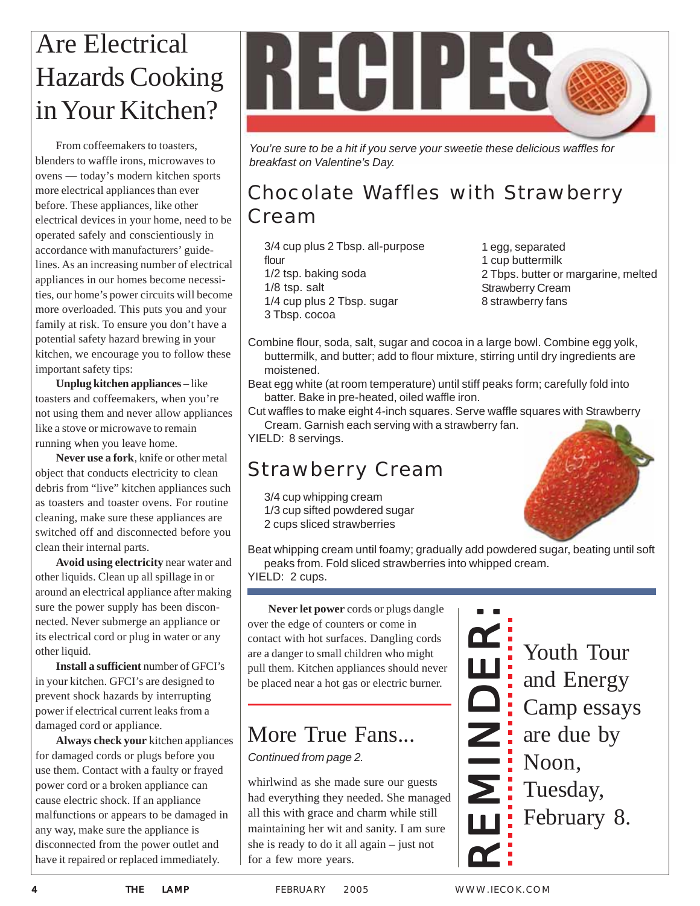# Are Electrical Hazards Cooking in Your Kitchen?

From coffeemakers to toasters, blenders to waffle irons, microwaves to ovens — today's modern kitchen sports more electrical appliances than ever before. These appliances, like other electrical devices in your home, need to be operated safely and conscientiously in accordance with manufacturers' guidelines. As an increasing number of electrical appliances in our homes become necessities, our home's power circuits will become more overloaded. This puts you and your family at risk. To ensure you don't have a potential safety hazard brewing in your kitchen, we encourage you to follow these important safety tips:

**Unplug kitchen appliances** – like toasters and coffeemakers, when you're not using them and never allow appliances like a stove or microwave to remain running when you leave home.

**Never use a fork**, knife or other metal object that conducts electricity to clean debris from "live" kitchen appliances such as toasters and toaster ovens. For routine cleaning, make sure these appliances are switched off and disconnected before you clean their internal parts.

**Avoid using electricity** near water and other liquids. Clean up all spillage in or around an electrical appliance after making sure the power supply has been disconnected. Never submerge an appliance or its electrical cord or plug in water or any other liquid.

**Install a sufficient** number of GFCI's in your kitchen. GFCI's are designed to prevent shock hazards by interrupting power if electrical current leaks from a damaged cord or appliance.

**Always check your** kitchen appliances for damaged cords or plugs before you use them. Contact with a faulty or frayed power cord or a broken appliance can cause electric shock. If an appliance malfunctions or appears to be damaged in any way, make sure the appliance is disconnected from the power outlet and have it repaired or replaced immediately.

**Never let power** cords or plugs dangle over the edge of counters or come in contact with hot surfaces. Dangling cords are a danger to small children who might pull them. Kitchen appliances should never be placed near a hot gas or electric burner.

# RECIPES

*You're sure to be a hit if you serve your sweetie these delicious waffles for breakfast on Valentine's Day.*

## Chocolate Waffles with Strawberry Cream

3/4 cup plus 2 Tbsp. all-purpose flour
1/2 tsp. baking soda
1/8 tsp. salt
1/4 cup plus 2 Tbsp. sugar
3 Tbsp. cocoa
1 egg, separated
1 cup buttermilk
2 Tbps. butter or margarine, melted
Strawberry Cream
8 strawberry fans

Combine flour, soda, salt, sugar and cocoa in a large bowl. Combine egg yolk, buttermilk, and butter; add to flour mixture, stirring until dry ingredients are moistened.

Beat egg white (at room temperature) until stiff peaks form; carefully fold into batter. Bake in pre-heated, oiled waffle iron.

Cut waffles to make eight 4-inch squares. Serve waffle squares with Strawberry Cream. Garnish each serving with a strawberry fan.

YIELD: 8 servings.

## Strawberry Cream

3/4 cup whipping cream
1/3 cup sifted powdered sugar
2 cups sliced strawberries

Beat whipping cream until foamy; gradually add powdered sugar, beating until soft peaks from. Fold sliced strawberries into whipped cream.

YIELD: 2 cups.

## More True Fans...

*Continued from page 2.*

whirlwind as she made sure our guests had everything they needed. She managed all this with grace and charm while still maintaining her wit and sanity. I am sure she is ready to do it all again – just not for a few more years.

**REMINDER:**

Youth Tour and Energy Camp essays are due by Noon, Tuesday, February 8.